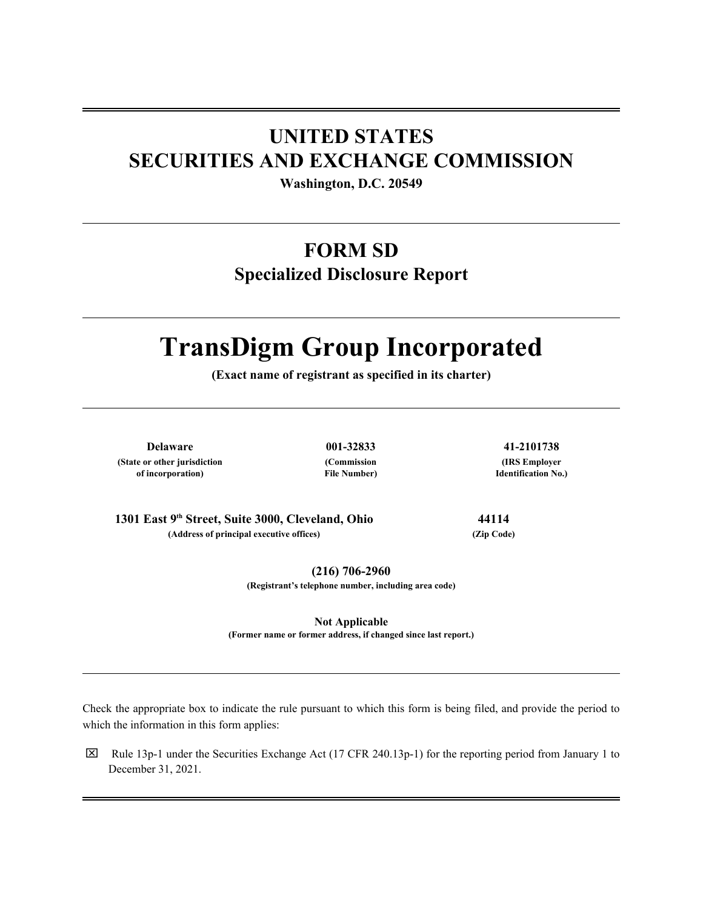# UNITED STATES
# SECURITIES AND EXCHANGE COMMISSION

**Washington, D.C. 20549**

---

## FORM SD

### Specialized Disclosure Report

---

# TransDigm Group Incorporated

**(Exact name of registrant as specified in its charter)**

---

| **Delaware** | **001-32833** | **41-2101738** |
|---|---|---|
| **(State or other jurisdiction of incorporation)** | **(Commission File Number)** | **(IRS Employer Identification No.)** |

| **1301 East 9th Street, Suite 3000, Cleveland, Ohio** | **44114** |
|---|---|
| **(Address of principal executive offices)** | **(Zip Code)** |

**(216) 706-2960**
**(Registrant's telephone number, including area code)**

**Not Applicable**
**(Former name or former address, if changed since last report.)**

---

Check the appropriate box to indicate the rule pursuant to which this form is being filed, and provide the period to which the information in this form applies:

☒ Rule 13p-1 under the Securities Exchange Act (17 CFR 240.13p-1) for the reporting period from January 1 to December 31, 2021.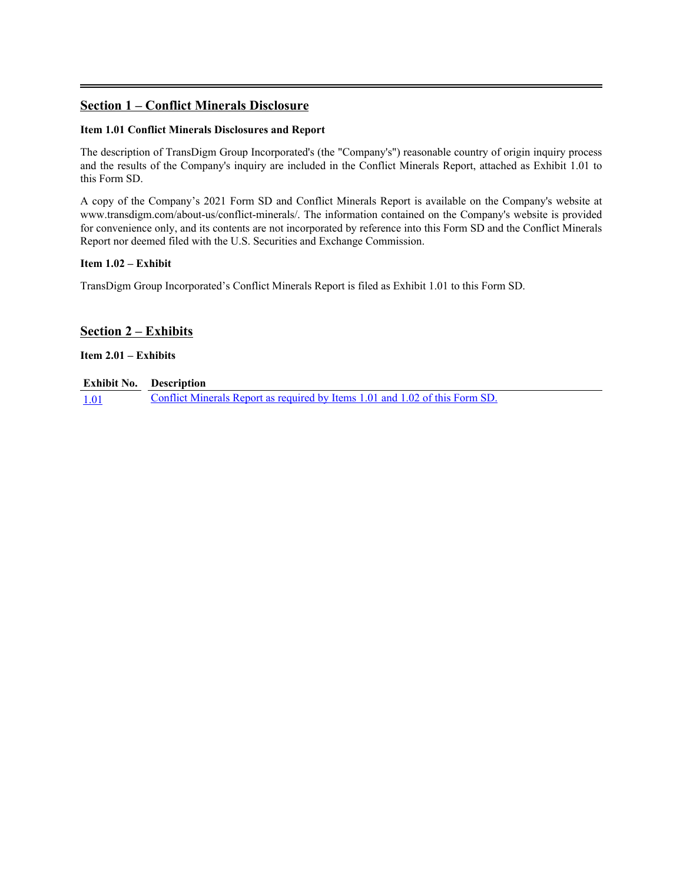## Section 1 – Conflict Minerals Disclosure

**Item 1.01 Conflict Minerals Disclosures and Report**

The description of TransDigm Group Incorporated's (the "Company's") reasonable country of origin inquiry process and the results of the Company's inquiry are included in the Conflict Minerals Report, attached as Exhibit 1.01 to this Form SD.

A copy of the Company's 2021 Form SD and Conflict Minerals Report is available on the Company's website at www.transdigm.com/about-us/conflict-minerals/. The information contained on the Company's website is provided for convenience only, and its contents are not incorporated by reference into this Form SD and the Conflict Minerals Report nor deemed filed with the U.S. Securities and Exchange Commission.

**Item 1.02 – Exhibit**

TransDigm Group Incorporated's Conflict Minerals Report is filed as Exhibit 1.01 to this Form SD.

## Section 2 – Exhibits

**Item 2.01 – Exhibits**

| Exhibit No. | Description |
|---|---|
| 1.01 | Conflict Minerals Report as required by Items 1.01 and 1.02 of this Form SD. |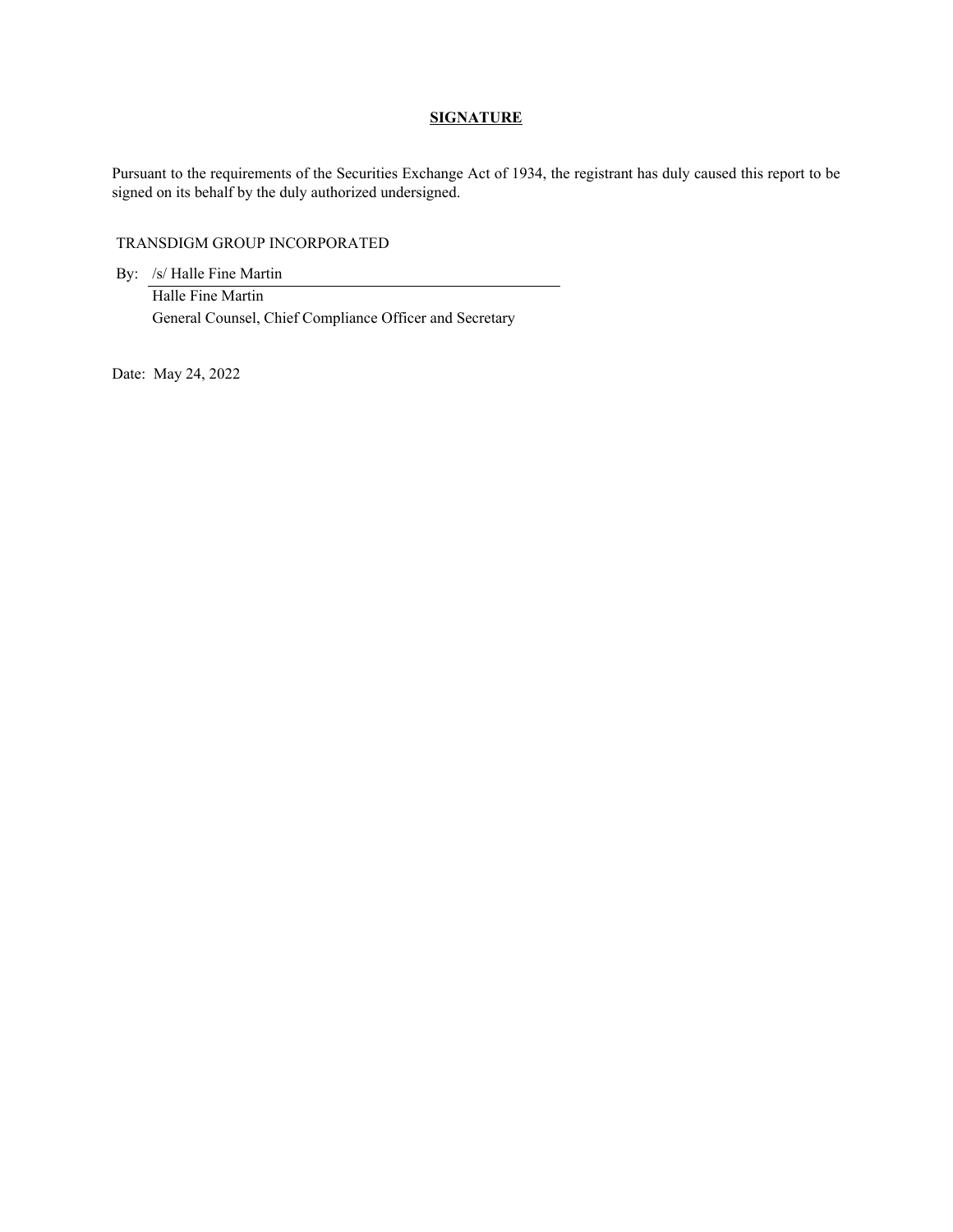**SIGNATURE**

Pursuant to the requirements of the Securities Exchange Act of 1934, the registrant has duly caused this report to be signed on its behalf by the duly authorized undersigned.

TRANSDIGM GROUP INCORPORATED

By: /s/ Halle Fine Martin
Halle Fine Martin
General Counsel, Chief Compliance Officer and Secretary

Date: May 24, 2022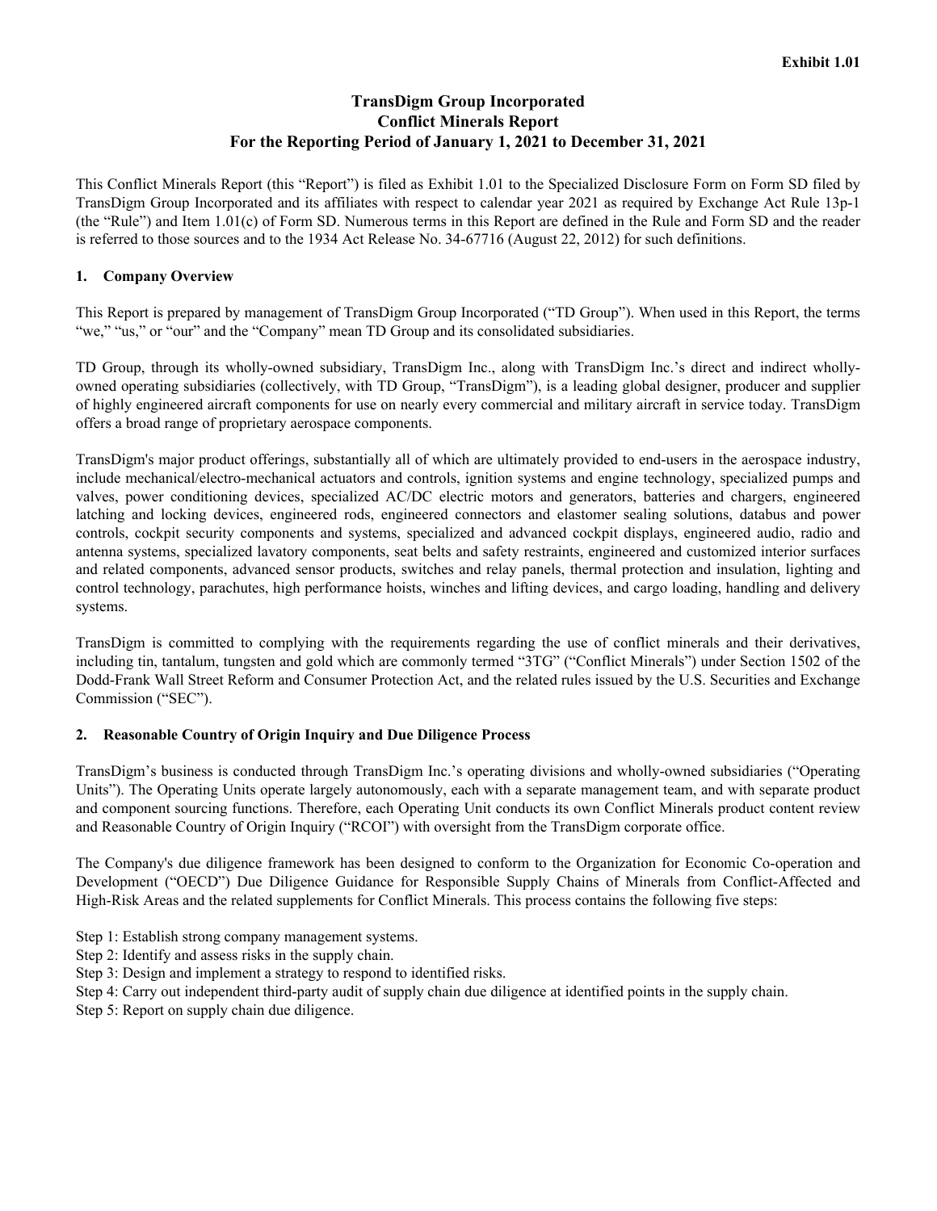**Exhibit 1.01**

# TransDigm Group Incorporated
# Conflict Minerals Report
# For the Reporting Period of January 1, 2021 to December 31, 2021

This Conflict Minerals Report (this "Report") is filed as Exhibit 1.01 to the Specialized Disclosure Form on Form SD filed by TransDigm Group Incorporated and its affiliates with respect to calendar year 2021 as required by Exchange Act Rule 13p-1 (the "Rule") and Item 1.01(c) of Form SD. Numerous terms in this Report are defined in the Rule and Form SD and the reader is referred to those sources and to the 1934 Act Release No. 34-67716 (August 22, 2012) for such definitions.

## 1. Company Overview

This Report is prepared by management of TransDigm Group Incorporated ("TD Group"). When used in this Report, the terms "we," "us," or "our" and the "Company" mean TD Group and its consolidated subsidiaries.

TD Group, through its wholly-owned subsidiary, TransDigm Inc., along with TransDigm Inc.'s direct and indirect wholly-owned operating subsidiaries (collectively, with TD Group, "TransDigm"), is a leading global designer, producer and supplier of highly engineered aircraft components for use on nearly every commercial and military aircraft in service today. TransDigm offers a broad range of proprietary aerospace components.

TransDigm's major product offerings, substantially all of which are ultimately provided to end-users in the aerospace industry, include mechanical/electro-mechanical actuators and controls, ignition systems and engine technology, specialized pumps and valves, power conditioning devices, specialized AC/DC electric motors and generators, batteries and chargers, engineered latching and locking devices, engineered rods, engineered connectors and elastomer sealing solutions, databus and power controls, cockpit security components and systems, specialized and advanced cockpit displays, engineered audio, radio and antenna systems, specialized lavatory components, seat belts and safety restraints, engineered and customized interior surfaces and related components, advanced sensor products, switches and relay panels, thermal protection and insulation, lighting and control technology, parachutes, high performance hoists, winches and lifting devices, and cargo loading, handling and delivery systems.

TransDigm is committed to complying with the requirements regarding the use of conflict minerals and their derivatives, including tin, tantalum, tungsten and gold which are commonly termed "3TG" ("Conflict Minerals") under Section 1502 of the Dodd-Frank Wall Street Reform and Consumer Protection Act, and the related rules issued by the U.S. Securities and Exchange Commission ("SEC").

## 2. Reasonable Country of Origin Inquiry and Due Diligence Process

TransDigm's business is conducted through TransDigm Inc.'s operating divisions and wholly-owned subsidiaries ("Operating Units"). The Operating Units operate largely autonomously, each with a separate management team, and with separate product and component sourcing functions. Therefore, each Operating Unit conducts its own Conflict Minerals product content review and Reasonable Country of Origin Inquiry ("RCOI") with oversight from the TransDigm corporate office.

The Company's due diligence framework has been designed to conform to the Organization for Economic Co-operation and Development ("OECD") Due Diligence Guidance for Responsible Supply Chains of Minerals from Conflict-Affected and High-Risk Areas and the related supplements for Conflict Minerals. This process contains the following five steps:

Step 1: Establish strong company management systems.
Step 2: Identify and assess risks in the supply chain.
Step 3: Design and implement a strategy to respond to identified risks.
Step 4: Carry out independent third-party audit of supply chain due diligence at identified points in the supply chain.
Step 5: Report on supply chain due diligence.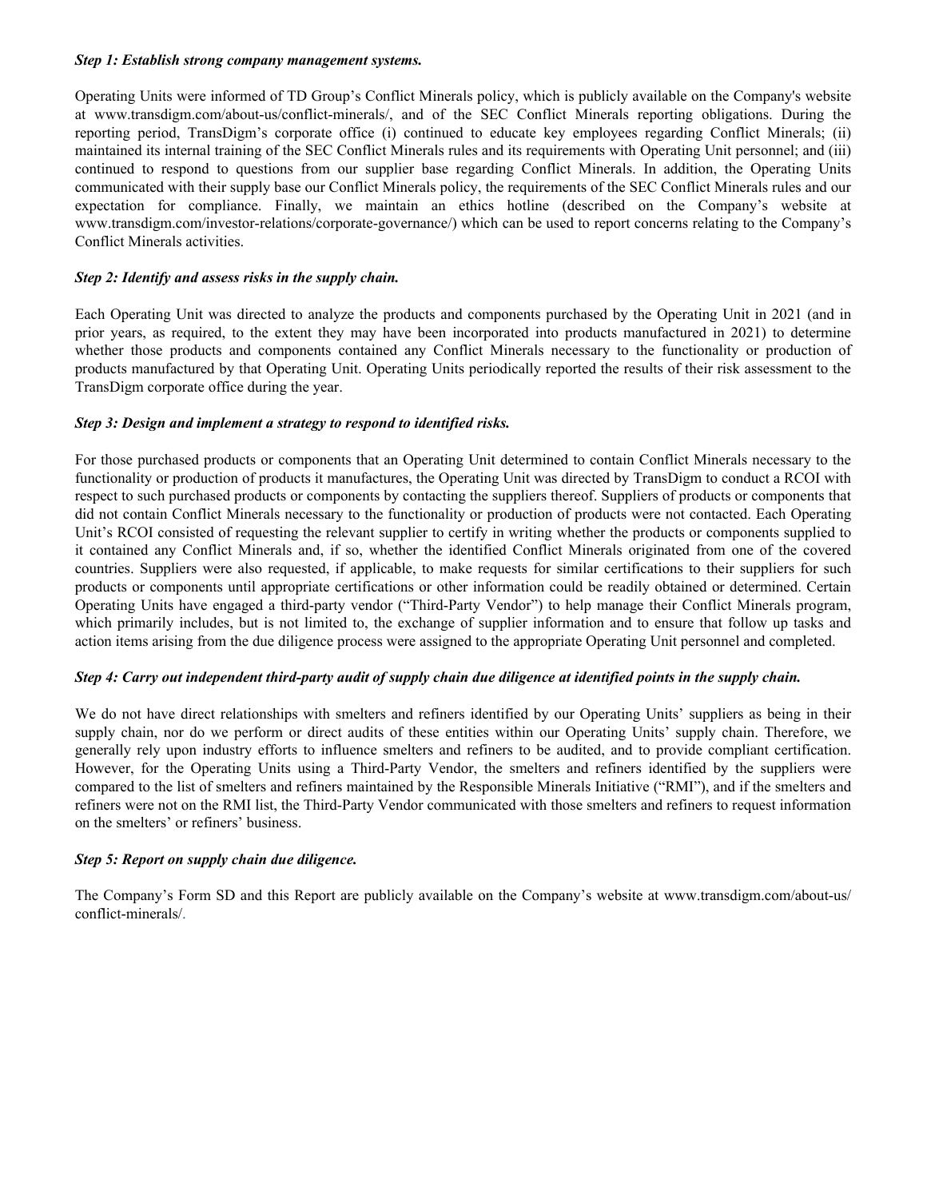***Step 1: Establish strong company management systems.***

Operating Units were informed of TD Group's Conflict Minerals policy, which is publicly available on the Company's website at www.transdigm.com/about-us/conflict-minerals/, and of the SEC Conflict Minerals reporting obligations. During the reporting period, TransDigm's corporate office (i) continued to educate key employees regarding Conflict Minerals; (ii) maintained its internal training of the SEC Conflict Minerals rules and its requirements with Operating Unit personnel; and (iii) continued to respond to questions from our supplier base regarding Conflict Minerals. In addition, the Operating Units communicated with their supply base our Conflict Minerals policy, the requirements of the SEC Conflict Minerals rules and our expectation for compliance. Finally, we maintain an ethics hotline (described on the Company's website at www.transdigm.com/investor-relations/corporate-governance/) which can be used to report concerns relating to the Company's Conflict Minerals activities.

***Step 2: Identify and assess risks in the supply chain.***

Each Operating Unit was directed to analyze the products and components purchased by the Operating Unit in 2021 (and in prior years, as required, to the extent they may have been incorporated into products manufactured in 2021) to determine whether those products and components contained any Conflict Minerals necessary to the functionality or production of products manufactured by that Operating Unit. Operating Units periodically reported the results of their risk assessment to the TransDigm corporate office during the year.

***Step 3: Design and implement a strategy to respond to identified risks.***

For those purchased products or components that an Operating Unit determined to contain Conflict Minerals necessary to the functionality or production of products it manufactures, the Operating Unit was directed by TransDigm to conduct a RCOI with respect to such purchased products or components by contacting the suppliers thereof. Suppliers of products or components that did not contain Conflict Minerals necessary to the functionality or production of products were not contacted. Each Operating Unit's RCOI consisted of requesting the relevant supplier to certify in writing whether the products or components supplied to it contained any Conflict Minerals and, if so, whether the identified Conflict Minerals originated from one of the covered countries. Suppliers were also requested, if applicable, to make requests for similar certifications to their suppliers for such products or components until appropriate certifications or other information could be readily obtained or determined. Certain Operating Units have engaged a third-party vendor ("Third-Party Vendor") to help manage their Conflict Minerals program, which primarily includes, but is not limited to, the exchange of supplier information and to ensure that follow up tasks and action items arising from the due diligence process were assigned to the appropriate Operating Unit personnel and completed.

***Step 4: Carry out independent third-party audit of supply chain due diligence at identified points in the supply chain.***

We do not have direct relationships with smelters and refiners identified by our Operating Units' suppliers as being in their supply chain, nor do we perform or direct audits of these entities within our Operating Units' supply chain. Therefore, we generally rely upon industry efforts to influence smelters and refiners to be audited, and to provide compliant certification. However, for the Operating Units using a Third-Party Vendor, the smelters and refiners identified by the suppliers were compared to the list of smelters and refiners maintained by the Responsible Minerals Initiative ("RMI"), and if the smelters and refiners were not on the RMI list, the Third-Party Vendor communicated with those smelters and refiners to request information on the smelters' or refiners' business.

***Step 5: Report on supply chain due diligence.***

The Company's Form SD and this Report are publicly available on the Company's website at www.transdigm.com/about-us/conflict-minerals/.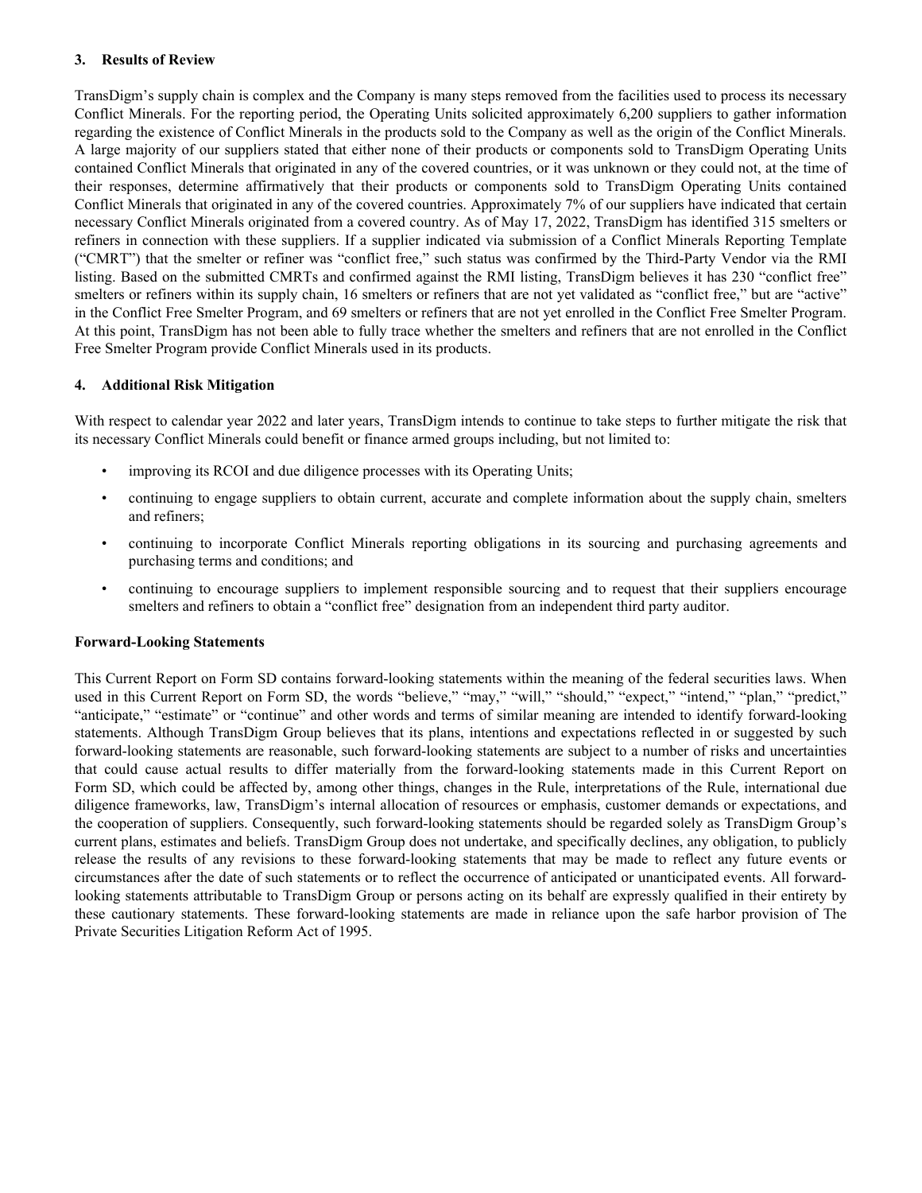### 3. Results of Review

TransDigm's supply chain is complex and the Company is many steps removed from the facilities used to process its necessary Conflict Minerals. For the reporting period, the Operating Units solicited approximately 6,200 suppliers to gather information regarding the existence of Conflict Minerals in the products sold to the Company as well as the origin of the Conflict Minerals. A large majority of our suppliers stated that either none of their products or components sold to TransDigm Operating Units contained Conflict Minerals that originated in any of the covered countries, or it was unknown or they could not, at the time of their responses, determine affirmatively that their products or components sold to TransDigm Operating Units contained Conflict Minerals that originated in any of the covered countries. Approximately 7% of our suppliers have indicated that certain necessary Conflict Minerals originated from a covered country. As of May 17, 2022, TransDigm has identified 315 smelters or refiners in connection with these suppliers. If a supplier indicated via submission of a Conflict Minerals Reporting Template ("CMRT") that the smelter or refiner was "conflict free," such status was confirmed by the Third-Party Vendor via the RMI listing. Based on the submitted CMRTs and confirmed against the RMI listing, TransDigm believes it has 230 "conflict free" smelters or refiners within its supply chain, 16 smelters or refiners that are not yet validated as "conflict free," but are "active" in the Conflict Free Smelter Program, and 69 smelters or refiners that are not yet enrolled in the Conflict Free Smelter Program. At this point, TransDigm has not been able to fully trace whether the smelters and refiners that are not enrolled in the Conflict Free Smelter Program provide Conflict Minerals used in its products.

### 4. Additional Risk Mitigation

With respect to calendar year 2022 and later years, TransDigm intends to continue to take steps to further mitigate the risk that its necessary Conflict Minerals could benefit or finance armed groups including, but not limited to:

- improving its RCOI and due diligence processes with its Operating Units;
- continuing to engage suppliers to obtain current, accurate and complete information about the supply chain, smelters and refiners;
- continuing to incorporate Conflict Minerals reporting obligations in its sourcing and purchasing agreements and purchasing terms and conditions; and
- continuing to encourage suppliers to implement responsible sourcing and to request that their suppliers encourage smelters and refiners to obtain a "conflict free" designation from an independent third party auditor.

### Forward-Looking Statements

This Current Report on Form SD contains forward-looking statements within the meaning of the federal securities laws. When used in this Current Report on Form SD, the words "believe," "may," "will," "should," "expect," "intend," "plan," "predict," "anticipate," "estimate" or "continue" and other words and terms of similar meaning are intended to identify forward-looking statements. Although TransDigm Group believes that its plans, intentions and expectations reflected in or suggested by such forward-looking statements are reasonable, such forward-looking statements are subject to a number of risks and uncertainties that could cause actual results to differ materially from the forward-looking statements made in this Current Report on Form SD, which could be affected by, among other things, changes in the Rule, interpretations of the Rule, international due diligence frameworks, law, TransDigm's internal allocation of resources or emphasis, customer demands or expectations, and the cooperation of suppliers. Consequently, such forward-looking statements should be regarded solely as TransDigm Group's current plans, estimates and beliefs. TransDigm Group does not undertake, and specifically declines, any obligation, to publicly release the results of any revisions to these forward-looking statements that may be made to reflect any future events or circumstances after the date of such statements or to reflect the occurrence of anticipated or unanticipated events. All forward-looking statements attributable to TransDigm Group or persons acting on its behalf are expressly qualified in their entirety by these cautionary statements. These forward-looking statements are made in reliance upon the safe harbor provision of The Private Securities Litigation Reform Act of 1995.